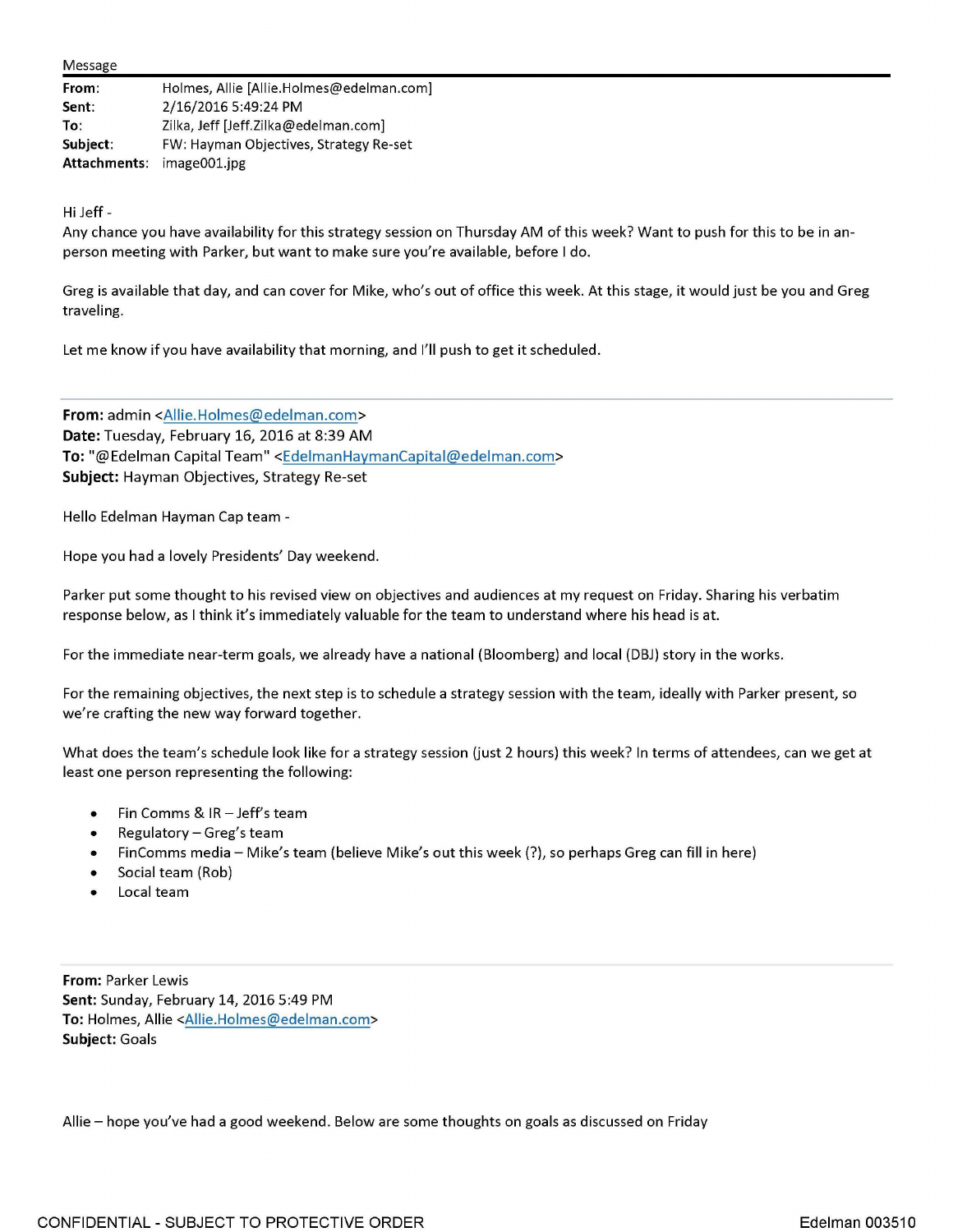Message

**From:** Holmes, Allie [Allie.Holmes@edelman.com]
**Sent:** 2/16/2016 5:49:24 PM
**To:** Zilka, Jeff [Jeff.Zilka@edelman.com]
**Subject:** FW: Hayman Objectives, Strategy Re-set
**Attachments:** image001.jpg

Hi Jeff -

Any chance you have availability for this strategy session on Thursday AM of this week? Want to push for this to be in an-person meeting with Parker, but want to make sure you're available, before I do.

Greg is available that day, and can cover for Mike, who's out of office this week. At this stage, it would just be you and Greg traveling.

Let me know if you have availability that morning, and I'll push to get it scheduled.

---

**From:** admin <Allie.Holmes@edelman.com>
**Date:** Tuesday, February 16, 2016 at 8:39 AM
**To:** "@Edelman Capital Team" <EdelmanHaymanCapital@edelman.com>
**Subject:** Hayman Objectives, Strategy Re-set

Hello Edelman Hayman Cap team -

Hope you had a lovely Presidents' Day weekend.

Parker put some thought to his revised view on objectives and audiences at my request on Friday. Sharing his verbatim response below, as I think it's immediately valuable for the team to understand where his head is at.

For the immediate near-term goals, we already have a national (Bloomberg) and local (DBJ) story in the works.

For the remaining objectives, the next step is to schedule a strategy session with the team, ideally with Parker present, so we're crafting the new way forward together.

What does the team's schedule look like for a strategy session (just 2 hours) this week? In terms of attendees, can we get at least one person representing the following:

- Fin Comms & IR – Jeff's team
- Regulatory – Greg's team
- FinComms media – Mike's team (believe Mike's out this week (?), so perhaps Greg can fill in here)
- Social team (Rob)
- Local team

---

**From:** Parker Lewis
**Sent:** Sunday, February 14, 2016 5:49 PM
**To:** Holmes, Allie <Allie.Holmes@edelman.com>
**Subject:** Goals

Allie – hope you've had a good weekend. Below are some thoughts on goals as discussed on Friday

CONFIDENTIAL - SUBJECT TO PROTECTIVE ORDER Edelman 003510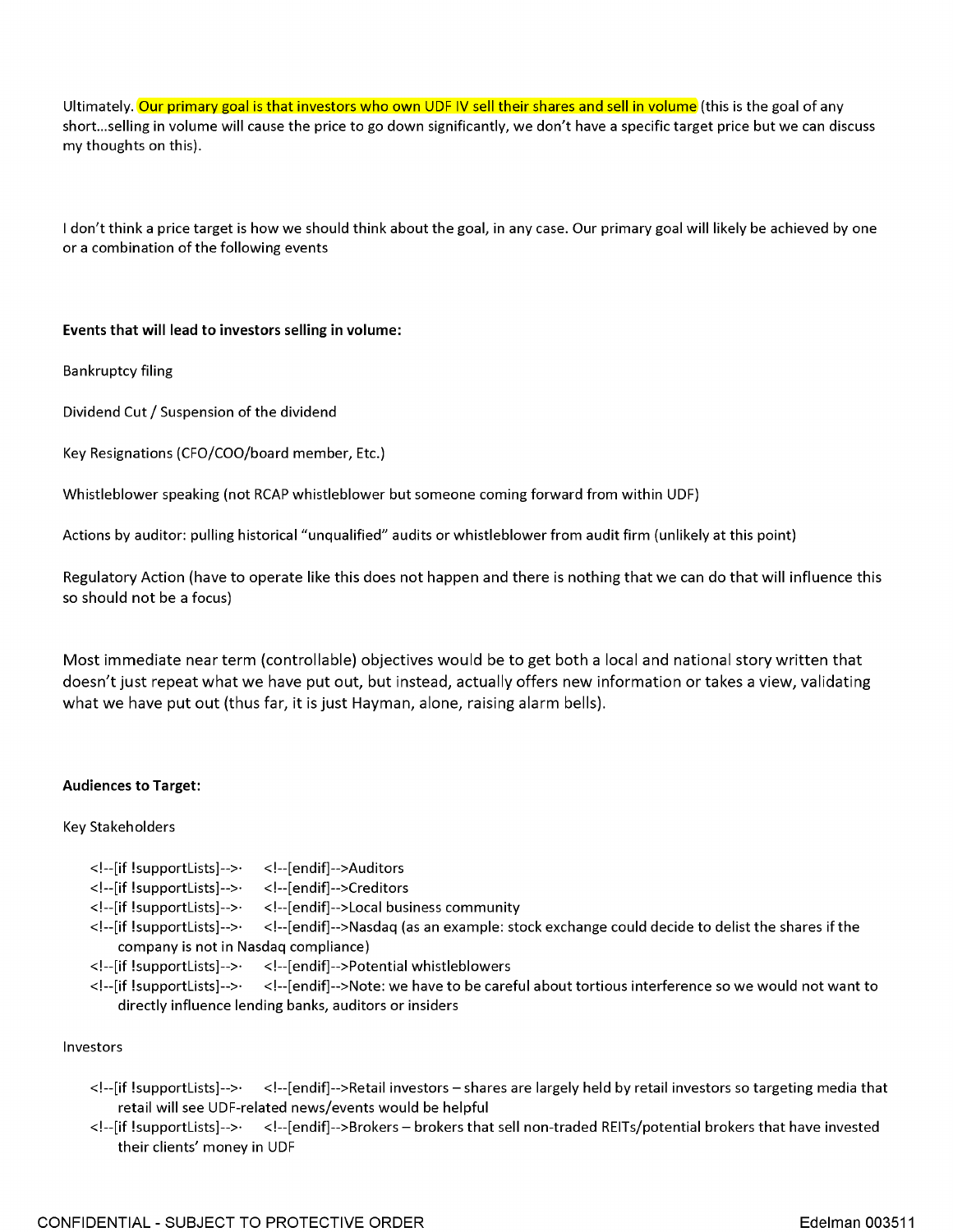Ultimately. Our primary goal is that investors who own UDF IV sell their shares and sell in volume (this is the goal of any short…selling in volume will cause the price to go down significantly, we don't have a specific target price but we can discuss my thoughts on this).

I don't think a price target is how we should think about the goal, in any case. Our primary goal will likely be achieved by one or a combination of the following events

**Events that will lead to investors selling in volume:**

Bankruptcy filing

Dividend Cut / Suspension of the dividend

Key Resignations (CFO/COO/board member, Etc.)

Whistleblower speaking (not RCAP whistleblower but someone coming forward from within UDF)

Actions by auditor: pulling historical "unqualified" audits or whistleblower from audit firm (unlikely at this point)

Regulatory Action (have to operate like this does not happen and there is nothing that we can do that will influence this so should not be a focus)

Most immediate near term (controllable) objectives would be to get both a local and national story written that doesn't just repeat what we have put out, but instead, actually offers new information or takes a view, validating what we have put out (thus far, it is just Hayman, alone, raising alarm bells).

**Audiences to Target:**

Key Stakeholders

- <!--[if !supportLists]-->· <!--[endif]-->Auditors
- <!--[if !supportLists]-->· <!--[endif]-->Creditors
- <!--[if !supportLists]-->· <!--[endif]-->Local business community
- <!--[if !supportLists]-->· <!--[endif]-->Nasdaq (as an example: stock exchange could decide to delist the shares if the company is not in Nasdaq compliance)
- <!--[if !supportLists]-->· <!--[endif]-->Potential whistleblowers
- <!--[if !supportLists]-->· <!--[endif]-->Note: we have to be careful about tortious interference so we would not want to directly influence lending banks, auditors or insiders

Investors

- <!--[if !supportLists]-->· <!--[endif]-->Retail investors – shares are largely held by retail investors so targeting media that retail will see UDF-related news/events would be helpful
- <!--[if !supportLists]-->· <!--[endif]-->Brokers – brokers that sell non-traded REITs/potential brokers that have invested their clients' money in UDF

CONFIDENTIAL - SUBJECT TO PROTECTIVE ORDER

Edelman 003511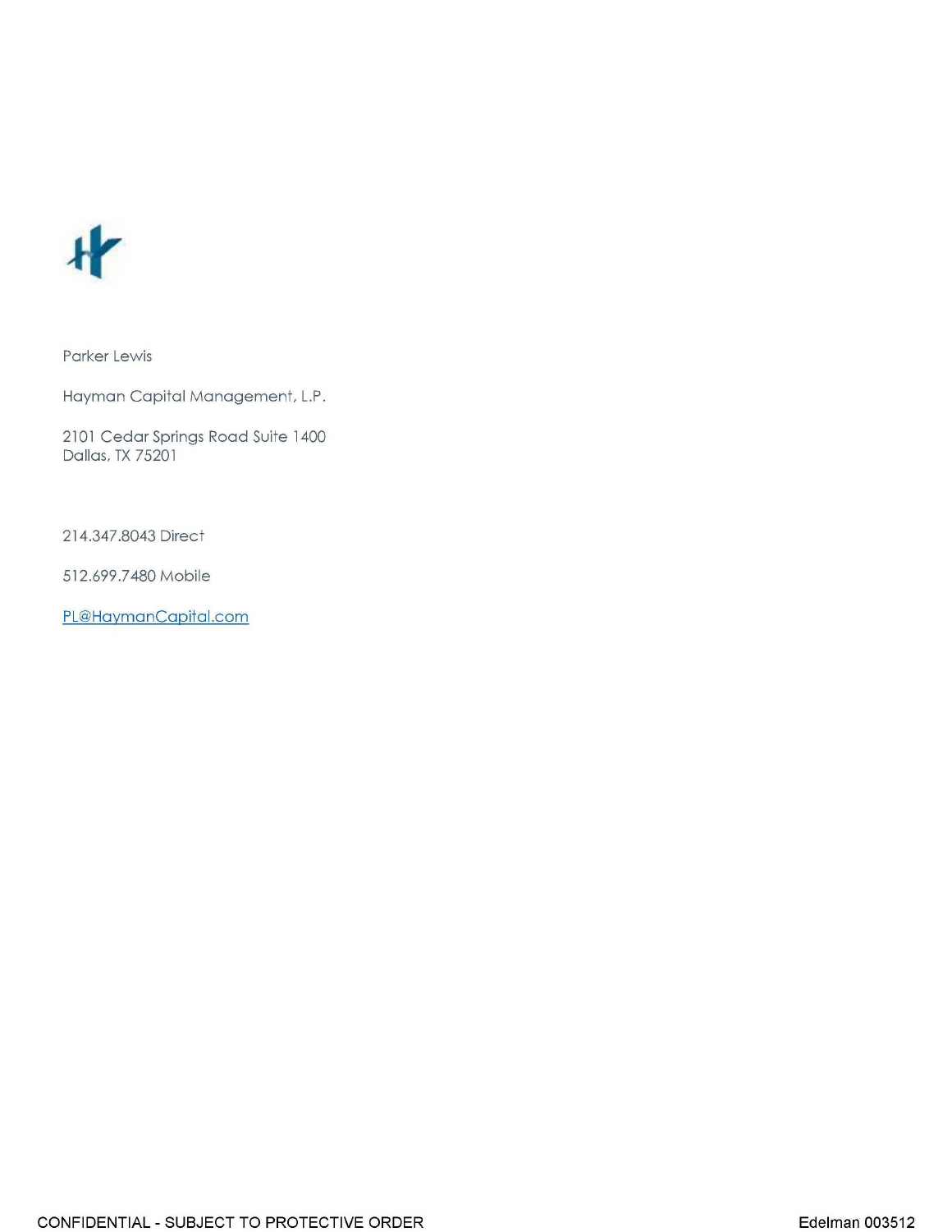Parker Lewis

Hayman Capital Management, L.P.

2101 Cedar Springs Road Suite 1400
Dallas, TX 75201

214.347.8043 Direct

512.699.7480 Mobile

PL@HaymanCapital.com

CONFIDENTIAL - SUBJECT TO PROTECTIVE ORDER

Edelman 003512